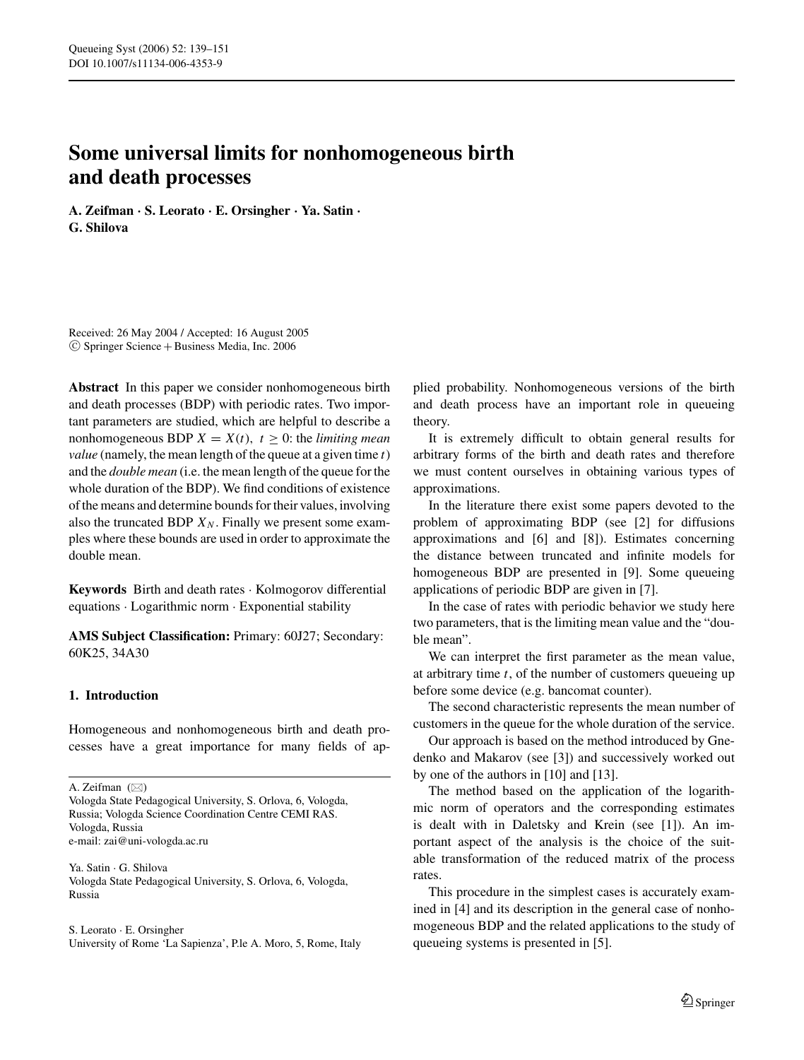# Some universal limits for nonhomogeneous birth and death processes

**A. Zeifman · S. Leorato · E. Orsingher · Ya. Satin · G. Shilova**

Received: 26 May 2004 / Accepted: 16 August 2005
© Springer Science + Business Media, Inc. 2006

**Abstract** In this paper we consider nonhomogeneous birth and death processes (BDP) with periodic rates. Two important parameters are studied, which are helpful to describe a nonhomogeneous BDP $X = X(t),\ t \geq 0$: the *limiting mean value* (namely, the mean length of the queue at a given time $t$) and the *double mean* (i.e. the mean length of the queue for the whole duration of the BDP). We find conditions of existence of the means and determine bounds for their values, involving also the truncated BDP $X_N$. Finally we present some examples where these bounds are used in order to approximate the double mean.

**Keywords** Birth and death rates · Kolmogorov differential equations · Logarithmic norm · Exponential stability

**AMS Subject Classification:** Primary: 60J27; Secondary: 60K25, 34A30

## 1. Introduction

Homogeneous and nonhomogeneous birth and death processes have a great importance for many fields of applied probability. Nonhomogeneous versions of the birth and death process have an important role in queueing theory.

It is extremely difficult to obtain general results for arbitrary forms of the birth and death rates and therefore we must content ourselves in obtaining various types of approximations.

In the literature there exist some papers devoted to the problem of approximating BDP (see [2] for diffusions approximations and [6] and [8]). Estimates concerning the distance between truncated and infinite models for homogeneous BDP are presented in [9]. Some queueing applications of periodic BDP are given in [7].

In the case of rates with periodic behavior we study here two parameters, that is the limiting mean value and the "double mean".

We can interpret the first parameter as the mean value, at arbitrary time $t$, of the number of customers queueing up before some device (e.g. bancomat counter).

The second characteristic represents the mean number of customers in the queue for the whole duration of the service.

Our approach is based on the method introduced by Gnedenko and Makarov (see [3]) and successively worked out by one of the authors in [10] and [13].

The method based on the application of the logarithmic norm of operators and the corresponding estimates is dealt with in Daletsky and Krein (see [1]). An important aspect of the analysis is the choice of the suitable transformation of the reduced matrix of the process rates.

This procedure in the simplest cases is accurately examined in [4] and its description in the general case of nonhomogeneous BDP and the related applications to the study of queueing systems is presented in [5].

A. Zeifman (✉)
Vologda State Pedagogical University, S. Orlova, 6, Vologda, Russia; Vologda Science Coordination Centre CEMI RAS. Vologda, Russia
e-mail: zai@uni-vologda.ac.ru

Ya. Satin · G. Shilova
Vologda State Pedagogical University, S. Orlova, 6, Vologda, Russia

S. Leorato · E. Orsingher
University of Rome 'La Sapienza', P.le A. Moro, 5, Rome, Italy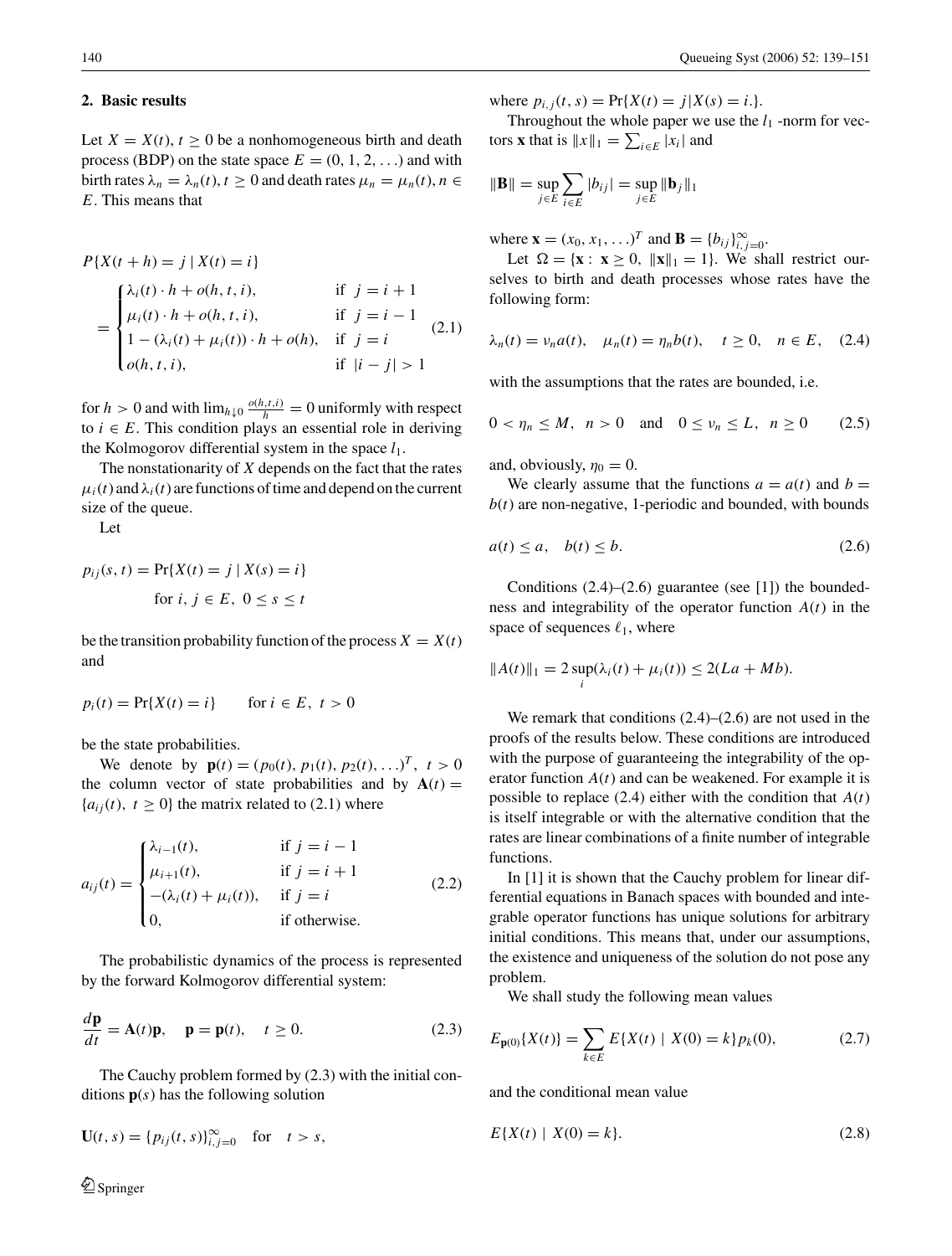## 2. Basic results

Let $X = X(t), t \geq 0$ be a nonhomogeneous birth and death process (BDP) on the state space $E = (0, 1, 2, \ldots)$ and with birth rates $\lambda_n = \lambda_n(t), t \geq 0$ and death rates $\mu_n = \mu_n(t), n \in E$. This means that

$$P\{X(t+h) = j \mid X(t) = i\} = \begin{cases} \lambda_i(t) \cdot h + o(h, t, i), & \text{if } j = i+1 \\ \mu_i(t) \cdot h + o(h, t, i), & \text{if } j = i-1 \\ 1 - (\lambda_i(t) + \mu_i(t)) \cdot h + o(h), & \text{if } j = i \\ o(h, t, i), & \text{if } |i - j| > 1 \end{cases} \tag{2.1}$$

for $h > 0$ and with $\lim_{h \downarrow 0} \frac{o(h,t,i)}{h} = 0$ uniformly with respect to $i \in E$. This condition plays an essential role in deriving the Kolmogorov differential system in the space $l_1$.

The nonstationarity of $X$ depends on the fact that the rates $\mu_i(t)$ and $\lambda_i(t)$ are functions of time and depend on the current size of the queue.

Let

$$p_{ij}(s, t) = \Pr\{X(t) = j \mid X(s) = i\} \quad \text{for } i, j \in E, \ 0 \leq s \leq t$$

be the transition probability function of the process $X = X(t)$ and

$$p_i(t) = \Pr\{X(t) = i\} \qquad \text{for } i \in E, \ t > 0$$

be the state probabilities.

We denote by $\mathbf{p}(t) = (p_0(t), p_1(t), p_2(t), \ldots)^T, \ t > 0$ the column vector of state probabilities and by $\mathbf{A}(t) = \{a_{ij}(t), \ t \geq 0\}$ the matrix related to (2.1) where

$$a_{ij}(t) = \begin{cases} \lambda_{i-1}(t), & \text{if } j = i-1 \\ \mu_{i+1}(t), & \text{if } j = i+1 \\ -(\lambda_i(t) + \mu_i(t)), & \text{if } j = i \\ 0, & \text{if otherwise.} \end{cases} \tag{2.2}$$

The probabilistic dynamics of the process is represented by the forward Kolmogorov differential system:

$$\frac{d\mathbf{p}}{dt} = \mathbf{A}(t)\mathbf{p}, \quad \mathbf{p} = \mathbf{p}(t), \quad t \geq 0. \tag{2.3}$$

The Cauchy problem formed by (2.3) with the initial conditions $\mathbf{p}(s)$ has the following solution

$$\mathbf{U}(t, s) = \{p_{ij}(t, s)\}_{i,j=0}^{\infty} \quad \text{for} \quad t > s,$$

where $p_{i,j}(t, s) = \Pr\{X(t) = j | X(s) = i.\}$.

Throughout the whole paper we use the $l_1$ -norm for vectors $\mathbf{x}$ that is $\|x\|_1 = \sum_{i \in E} |x_i|$ and

$$\|\mathbf{B}\| = \sup_{j \in E} \sum_{i \in E} |b_{ij}| = \sup_{j \in E} \|\mathbf{b}_j\|_1$$

where $\mathbf{x} = (x_0, x_1, \ldots)^T$ and $\mathbf{B} = \{b_{ij}\}_{i,j=0}^{\infty}$.

Let $\Omega = \{\mathbf{x} : \ \mathbf{x} \geq 0, \ \|\mathbf{x}\|_1 = 1\}$. We shall restrict ourselves to birth and death processes whose rates have the following form:

$$\lambda_n(t) = \nu_n a(t), \quad \mu_n(t) = \eta_n b(t), \quad t \geq 0, \quad n \in E, \tag{2.4}$$

with the assumptions that the rates are bounded, i.e.

$$0 < \eta_n \leq M, \ \ n > 0 \quad \text{and} \quad 0 \leq \nu_n \leq L, \ \ n \geq 0 \tag{2.5}$$

and, obviously, $\eta_0 = 0$.

We clearly assume that the functions $a = a(t)$ and $b = b(t)$ are non-negative, 1-periodic and bounded, with bounds

$$a(t) \leq a, \quad b(t) \leq b. \tag{2.6}$$

Conditions (2.4)–(2.6) guarantee (see [1]) the boundedness and integrability of the operator function $A(t)$ in the space of sequences $\ell_1$, where

$$\|A(t)\|_1 = 2 \sup_i (\lambda_i(t) + \mu_i(t)) \leq 2(La + Mb).$$

We remark that conditions (2.4)–(2.6) are not used in the proofs of the results below. These conditions are introduced with the purpose of guaranteeing the integrability of the operator function $A(t)$ and can be weakened. For example it is possible to replace (2.4) either with the condition that $A(t)$ is itself integrable or with the alternative condition that the rates are linear combinations of a finite number of integrable functions.

In [1] it is shown that the Cauchy problem for linear differential equations in Banach spaces with bounded and integrable operator functions has unique solutions for arbitrary initial conditions. This means that, under our assumptions, the existence and uniqueness of the solution do not pose any problem.

We shall study the following mean values

$$E_{\mathbf{p}(0)}\{X(t)\} = \sum_{k \in E} E\{X(t) \mid X(0) = k\} p_k(0), \tag{2.7}$$

and the conditional mean value

$$E\{X(t) \mid X(0) = k\}. \tag{2.8}$$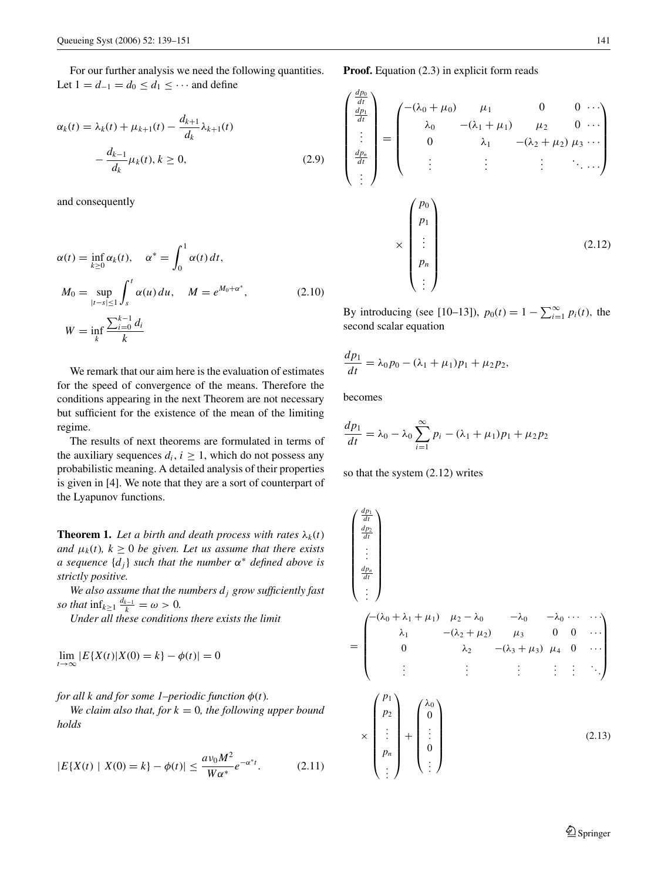For our further analysis we need the following quantities. Let $1 = d_{-1} = d_0 \leq d_1 \leq \cdots$ and define

$$
\alpha_k(t) = \lambda_k(t) + \mu_{k+1}(t) - \frac{d_{k+1}}{d_k}\lambda_{k+1}(t) - \frac{d_{k-1}}{d_k}\mu_k(t), k \geq 0, \tag{2.9}
$$

and consequently

$$
\begin{aligned}
&\alpha(t) = \inf_{k \geq 0} \alpha_k(t), \quad \alpha^* = \int_0^1 \alpha(t)\,dt, \\
&M_0 = \sup_{|t-s| \leq 1} \int_s^t \alpha(u)\,du, \quad M = e^{M_0 + \alpha^*}, \\
&W = \inf_k \frac{\sum_{i=0}^{k-1} d_i}{k}
\end{aligned} \tag{2.10}
$$

We remark that our aim here is the evaluation of estimates for the speed of convergence of the means. Therefore the conditions appearing in the next Theorem are not necessary but sufficient for the existence of the mean of the limiting regime.

The results of next theorems are formulated in terms of the auxiliary sequences $d_i$, $i \geq 1$, which do not possess any probabilistic meaning. A detailed analysis of their properties is given in [4]. We note that they are a sort of counterpart of the Lyapunov functions.

**Theorem 1.** *Let a birth and death process with rates $\lambda_k(t)$ and $\mu_k(t)$, $k \geq 0$ be given. Let us assume that there exists a sequence $\{d_j\}$ such that the number $\alpha^*$ defined above is strictly positive.*

*We also assume that the numbers $d_j$ grow sufficiently fast so that $\inf_{k \geq 1} \frac{d_{k-1}}{k} = \omega > 0$.*

*Under all these conditions there exists the limit*

$$
\lim_{t \to \infty} |E\{X(t)|X(0) = k\} - \phi(t)| = 0
$$

*for all $k$ and for some 1–periodic function $\phi(t)$.*

*We claim also that, for $k = 0$, the following upper bound holds*

$$
|E\{X(t) \mid X(0) = k\} - \phi(t)| \leq \frac{a\nu_0 M^2}{W\alpha^*} e^{-\alpha^* t}. \tag{2.11}
$$

**Proof.** Equation (2.3) in explicit form reads

$$
\begin{pmatrix} \frac{dp_0}{dt} \\ \frac{dp_1}{dt} \\ \vdots \\ \frac{dp_n}{dt} \\ \vdots \end{pmatrix}
=
\begin{pmatrix}
-(\lambda_0 + \mu_0) & \mu_1 & 0 & 0 & \cdots \\
\lambda_0 & -(\lambda_1 + \mu_1) & \mu_2 & 0 & \cdots \\
0 & \lambda_1 & -(\lambda_2 + \mu_2) & \mu_3 & \cdots \\
\vdots & \vdots & \vdots & \ddots & \cdots
\end{pmatrix}
\times
\begin{pmatrix} p_0 \\ p_1 \\ \vdots \\ p_n \\ \vdots \end{pmatrix} \tag{2.12}
$$

By introducing (see [10–13]), $p_0(t) = 1 - \sum_{i=1}^{\infty} p_i(t)$, the second scalar equation

$$
\frac{dp_1}{dt} = \lambda_0 p_0 - (\lambda_1 + \mu_1)p_1 + \mu_2 p_2,
$$

becomes

$$
\frac{dp_1}{dt} = \lambda_0 - \lambda_0 \sum_{i=1}^{\infty} p_i - (\lambda_1 + \mu_1)p_1 + \mu_2 p_2
$$

so that the system (2.12) writes

$$
\begin{pmatrix} \frac{dp_1}{dt} \\ \frac{dp_2}{dt} \\ \vdots \\ \frac{dp_n}{dt} \\ \vdots \end{pmatrix}
=
\begin{pmatrix}
-(\lambda_0 + \lambda_1 + \mu_1) & \mu_2 - \lambda_0 & -\lambda_0 & -\lambda_0 \cdots & \cdots \\
\lambda_1 & -(\lambda_2 + \mu_2) & \mu_3 & 0 \quad 0 & \cdots \\
0 & \lambda_2 & -(\lambda_3 + \mu_3) & \mu_4 \quad 0 & \cdots \\
\vdots & \vdots & \vdots & \vdots \quad \vdots & \ddots
\end{pmatrix}
\times
\begin{pmatrix} p_1 \\ p_2 \\ \vdots \\ p_n \\ \vdots \end{pmatrix}
+
\begin{pmatrix} \lambda_0 \\ 0 \\ \vdots \\ 0 \\ \vdots \end{pmatrix} \tag{2.13}
$$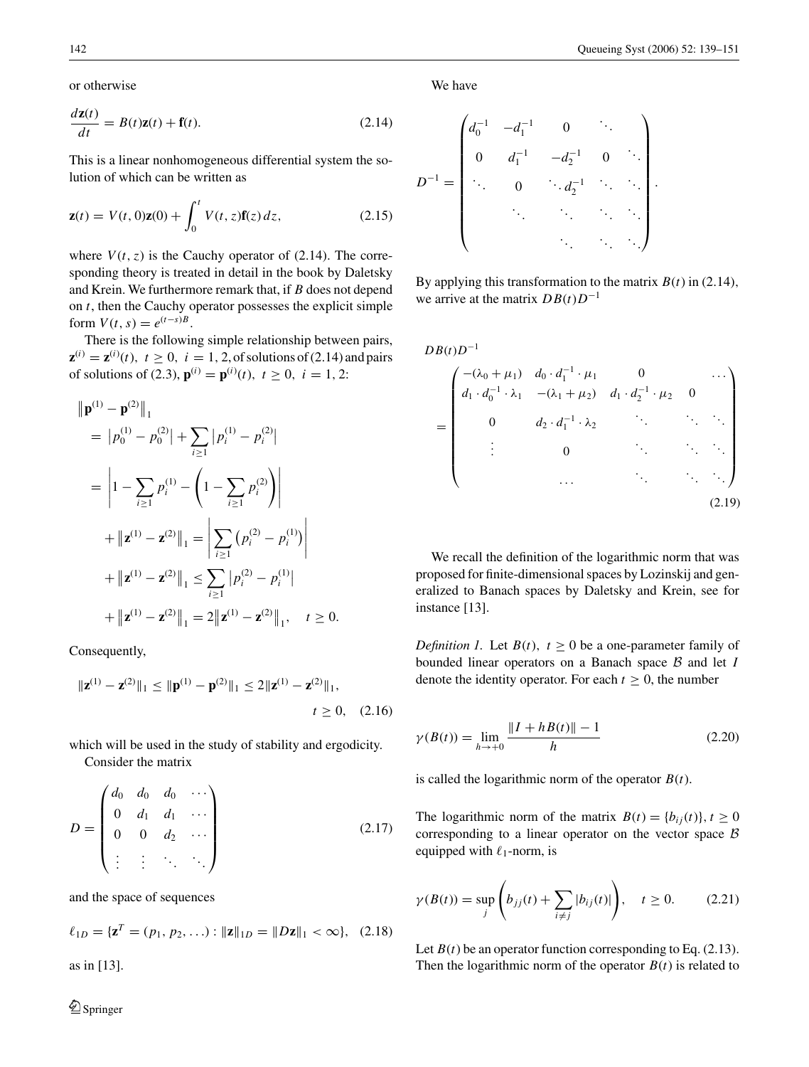or otherwise

$$\frac{d\mathbf{z}(t)}{dt} = B(t)\mathbf{z}(t) + \mathbf{f}(t). \tag{2.14}$$

This is a linear nonhomogeneous differential system the solution of which can be written as

$$\mathbf{z}(t) = V(t,0)\mathbf{z}(0) + \int_0^t V(t,z)\mathbf{f}(z)\,dz, \tag{2.15}$$

where $V(t,z)$ is the Cauchy operator of (2.14). The corresponding theory is treated in detail in the book by Daletsky and Krein. We furthermore remark that, if $B$ does not depend on $t$, then the Cauchy operator possesses the explicit simple form $V(t,s) = e^{(t-s)B}$.

There is the following simple relationship between pairs, $\mathbf{z}^{(i)} = \mathbf{z}^{(i)}(t),\ t \geq 0,\ i = 1,2,$ of solutions of (2.14) and pairs of solutions of (2.3), $\mathbf{p}^{(i)} = \mathbf{p}^{(i)}(t),\ t \geq 0,\ i = 1,2$:

$$\begin{aligned}
&\left\|\mathbf{p}^{(1)} - \mathbf{p}^{(2)}\right\|_1 \\
&= \left|p_0^{(1)} - p_0^{(2)}\right| + \sum_{i\geq 1}\left|p_i^{(1)} - p_i^{(2)}\right| \\
&= \left|1 - \sum_{i\geq 1} p_i^{(1)} - \left(1 - \sum_{i\geq 1} p_i^{(2)}\right)\right| \\
&\quad + \left\|\mathbf{z}^{(1)} - \mathbf{z}^{(2)}\right\|_1 = \left|\sum_{i\geq 1}\left(p_i^{(2)} - p_i^{(1)}\right)\right| \\
&\quad + \left\|\mathbf{z}^{(1)} - \mathbf{z}^{(2)}\right\|_1 \leq \sum_{i\geq 1}\left|p_i^{(2)} - p_i^{(1)}\right| \\
&\quad + \left\|\mathbf{z}^{(1)} - \mathbf{z}^{(2)}\right\|_1 = 2\left\|\mathbf{z}^{(1)} - \mathbf{z}^{(2)}\right\|_1, \quad t \geq 0.
\end{aligned}$$

Consequently,

$$\|\mathbf{z}^{(1)} - \mathbf{z}^{(2)}\|_1 \leq \|\mathbf{p}^{(1)} - \mathbf{p}^{(2)}\|_1 \leq 2\|\mathbf{z}^{(1)} - \mathbf{z}^{(2)}\|_1, \quad t \geq 0, \tag{2.16}$$

which will be used in the study of stability and ergodicity.

Consider the matrix

$$D = \begin{pmatrix} d_0 & d_0 & d_0 & \cdots \\ 0 & d_1 & d_1 & \cdots \\ 0 & 0 & d_2 & \cdots \\ \vdots & \vdots & \ddots & \ddots \end{pmatrix} \tag{2.17}$$

and the space of sequences

$$\ell_{1D} = \{\mathbf{z}^T = (p_1, p_2, \ldots) : \|\mathbf{z}\|_{1D} = \|D\mathbf{z}\|_1 < \infty\}, \tag{2.18}$$

as in [13].

We have

$$D^{-1} = \begin{pmatrix} d_0^{-1} & -d_1^{-1} & 0 & \ddots & & \\ 0 & d_1^{-1} & -d_2^{-1} & 0 & \ddots & \\ \ddots & 0 & \ddots\, d_2^{-1} & \ddots & \ddots & \\ & \ddots & \ddots & \ddots & \ddots & \\ & & \ddots & \ddots & \ddots & \end{pmatrix}.$$

By applying this transformation to the matrix $B(t)$ in (2.14), we arrive at the matrix $DB(t)D^{-1}$

$$DB(t)D^{-1} = \begin{pmatrix} -(\lambda_0+\mu_1) & d_0 \cdot d_1^{-1}\cdot \mu_1 & 0 & & \cdots \\ d_1 \cdot d_0^{-1} \cdot \lambda_1 & -(\lambda_1+\mu_2) & d_1 \cdot d_2^{-1} \cdot \mu_2 & 0 & \\ 0 & d_2 \cdot d_1^{-1} \cdot \lambda_2 & \ddots & \ddots & \ddots \\ \vdots & 0 & \ddots & \ddots & \ddots \\ & \cdots & \ddots & \ddots & \ddots \end{pmatrix} \tag{2.19}$$

We recall the definition of the logarithmic norm that was proposed for finite-dimensional spaces by Lozinskij and generalized to Banach spaces by Daletsky and Krein, see for instance [13].

*Definition 1.* Let $B(t),\ t \geq 0$ be a one-parameter family of bounded linear operators on a Banach space $\mathcal{B}$ and let $I$ denote the identity operator. For each $t \geq 0$, the number

$$\gamma(B(t)) = \lim_{h\to+0} \frac{\|I + hB(t)\| - 1}{h} \tag{2.20}$$

is called the logarithmic norm of the operator $B(t)$.

The logarithmic norm of the matrix $B(t) = \{b_{ij}(t)\}, t \geq 0$ corresponding to a linear operator on the vector space $\mathcal{B}$ equipped with $\ell_1$-norm, is

$$\gamma(B(t)) = \sup_j \left(b_{jj}(t) + \sum_{i\neq j} |b_{ij}(t)|\right), \quad t \geq 0. \tag{2.21}$$

Let $B(t)$ be an operator function corresponding to Eq. (2.13). Then the logarithmic norm of the operator $B(t)$ is related to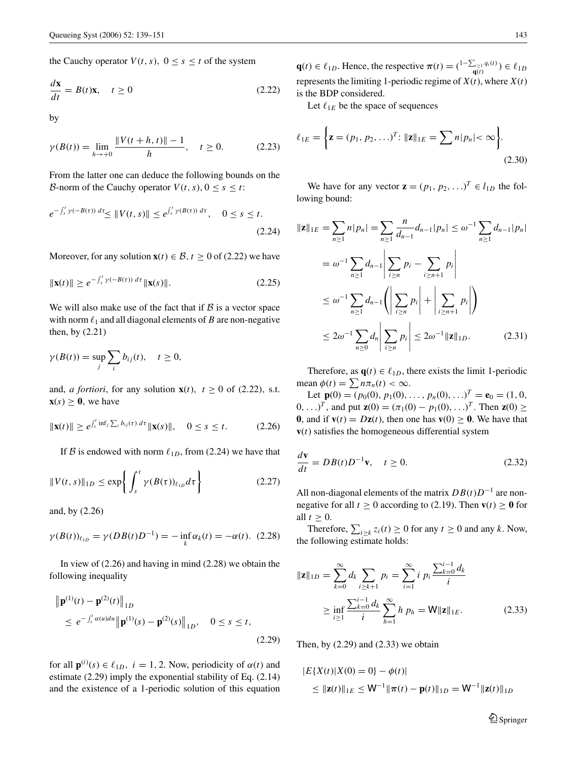the Cauchy operator $V(t, s),\ 0 \le s \le t$ of the system

$$\frac{d\mathbf{x}}{dt} = B(t)\mathbf{x}, \quad t \ge 0 \tag{2.22}$$

by

$$\gamma(B(t)) = \lim_{h \to +0} \frac{\|V(t+h, t)\| - 1}{h}, \quad t \ge 0. \tag{2.23}$$

From the latter one can deduce the following bounds on the $\mathcal{B}$-norm of the Cauchy operator $V(t, s), 0 \le s \le t$:

$$e^{-\int_s^t \gamma(-B(\tau))\, d\tau} \le \|V(t, s)\| \le e^{\int_s^t \gamma(B(\tau))\, d\tau}, \quad 0 \le s \le t. \tag{2.24}$$

Moreover, for any solution $\mathbf{x}(t) \in \mathcal{B}$, $t \ge 0$ of (2.22) we have

$$\|\mathbf{x}(t)\| \ge e^{-\int_s^t \gamma(-B(\tau))\, d\tau} \|\mathbf{x}(s)\|. \tag{2.25}$$

We will also make use of the fact that if $\mathcal{B}$ is a vector space with norm $\ell_1$ and all diagonal elements of $B$ are non-negative then, by (2.21)

$$\gamma(B(t)) = \sup_j \sum_i b_{ij}(t), \quad t \ge 0,$$

and, *a fortiori*, for any solution $\mathbf{x}(t),\ t \ge 0$ of (2.22), s.t. $\mathbf{x}(s) \ge \mathbf{0}$, we have

$$\|\mathbf{x}(t)\| \ge e^{\int_s^t \inf_j \sum_i b_{ij}(\tau)\, d\tau} \|\mathbf{x}(s)\|, \quad 0 \le s \le t. \tag{2.26}$$

If $\mathcal{B}$ is endowed with norm $\ell_{1D}$, from (2.24) we have that

$$\|V(t, s)\|_{1D} \le \exp\left\{ \int_s^t \gamma(B(\tau))_{\ell_{1D}} d\tau \right\} \tag{2.27}$$

and, by (2.26)

$$\gamma(B(t))_{\ell_{1D}} = \gamma(DB(t)D^{-1}) = -\inf_k \alpha_k(t) = -\alpha(t). \tag{2.28}$$

In view of (2.26) and having in mind (2.28) we obtain the following inequality

$$\begin{aligned} &\left\|\mathbf{p}^{(1)}(t) - \mathbf{p}^{(2)}(t)\right\|_{1D} \\ &\quad \le e^{-\int_s^t \alpha(u) du} \left\|\mathbf{p}^{(1)}(s) - \mathbf{p}^{(2)}(s)\right\|_{1D}, \quad 0 \le s \le t, \end{aligned} \tag{2.29}$$

for all $\mathbf{p}^{(i)}(s) \in \ell_{1D},\ i = 1, 2$. Now, periodicity of $\alpha(t)$ and estimate (2.29) imply the exponential stability of Eq. (2.14) and the existence of a 1-periodic solution of this equation $\mathbf{q}(t) \in \ell_{1D}$. Hence, the respective $\boldsymbol{\pi}(t) = \binom{1 - \sum_{i \ge 1} q_i(t)}{\mathbf{q}(t)} \in \ell_{1D}$ represents the limiting 1-periodic regime of $X(t)$, where $X(t)$ is the BDP considered.

Let $\ell_{1E}$ be the space of sequences

$$\ell_{1E} = \left\{ \mathbf{z} = (p_1, p_2, \ldots)^T : \|\mathbf{z}\|_{1E} = \sum n|p_n| < \infty \right\}. \tag{2.30}$$

We have for any vector $\mathbf{z} = (p_1, p_2, \ldots)^T \in l_{1D}$ the following bound:

$$\begin{aligned} \|\mathbf{z}\|_{1E} &= \sum_{n \ge 1} n|p_n| = \sum_{n \ge 1} \frac{n}{d_{n-1}} d_{n-1} |p_n| \le \omega^{-1} \sum_{n \ge 1} d_{n-1} |p_n| \\ &= \omega^{-1} \sum_{n \ge 1} d_{n-1} \left| \sum_{i \ge n} p_i - \sum_{i \ge n+1} p_i \right| \\ &\le \omega^{-1} \sum_{n \ge 1} d_{n-1} \left( \left| \sum_{i \ge n} p_i \right| + \left| \sum_{i \ge n+1} p_i \right| \right) \\ &\le 2\omega^{-1} \sum_{n \ge 0} d_n \left| \sum_{i \ge n} p_i \right| \le 2\omega^{-1} \|\mathbf{z}\|_{1D}. \end{aligned} \tag{2.31}$$

Therefore, as $\mathbf{q}(t) \in \ell_{1D}$, there exists the limit 1-periodic mean $\phi(t) = \sum n \pi_n(t) < \infty$.

Let $\mathbf{p}(0) = (p_0(0), p_1(0), \ldots, p_n(0), \ldots)^T = \mathbf{e}_0 = (1, 0, 0, \ldots)^T$, and put $\mathbf{z}(0) = (\pi_1(0) - p_1(0), \ldots)^T$. Then $\mathbf{z}(0) \ge \mathbf{0}$, and if $\mathbf{v}(t) = D\mathbf{z}(t)$, then one has $\mathbf{v}(0) \ge \mathbf{0}$. We have that $\mathbf{v}(t)$ satisfies the homogeneous differential system

$$\frac{d\mathbf{v}}{dt} = DB(t)D^{-1}\mathbf{v}, \quad t \ge 0. \tag{2.32}$$

All non-diagonal elements of the matrix $DB(t)D^{-1}$ are non-negative for all $t \ge 0$ according to (2.19). Then $\mathbf{v}(t) \ge \mathbf{0}$ for all $t \ge 0$.

Therefore, $\sum_{i \ge k} z_i(t) \ge 0$ for any $t \ge 0$ and any $k$. Now, the following estimate holds:

$$\begin{aligned} \|\mathbf{z}\|_{1D} &= \sum_{k=0}^{\infty} d_k \sum_{i \ge k+1} p_i = \sum_{i=1}^{\infty} i\ p_i \frac{\sum_{k=0}^{i-1} d_k}{i} \\ &\ge \inf_{i \ge 1} \frac{\sum_{k=0}^{i-1} d_k}{i} \sum_{h=1}^{\infty} h\ p_h = \mathsf{W} \|\mathbf{z}\|_{1E}. \end{aligned} \tag{2.33}$$

Then, by (2.29) and (2.33) we obtain

$$\begin{aligned} &|E\{X(t)|X(0) = 0\} - \phi(t)| \\ &\quad \le \|\mathbf{z}(t)\|_{1E} \le \mathsf{W}^{-1} \|\boldsymbol{\pi}(t) - \mathbf{p}(t)\|_{1D} = \mathsf{W}^{-1} \|\mathbf{z}(t)\|_{1D} \end{aligned}$$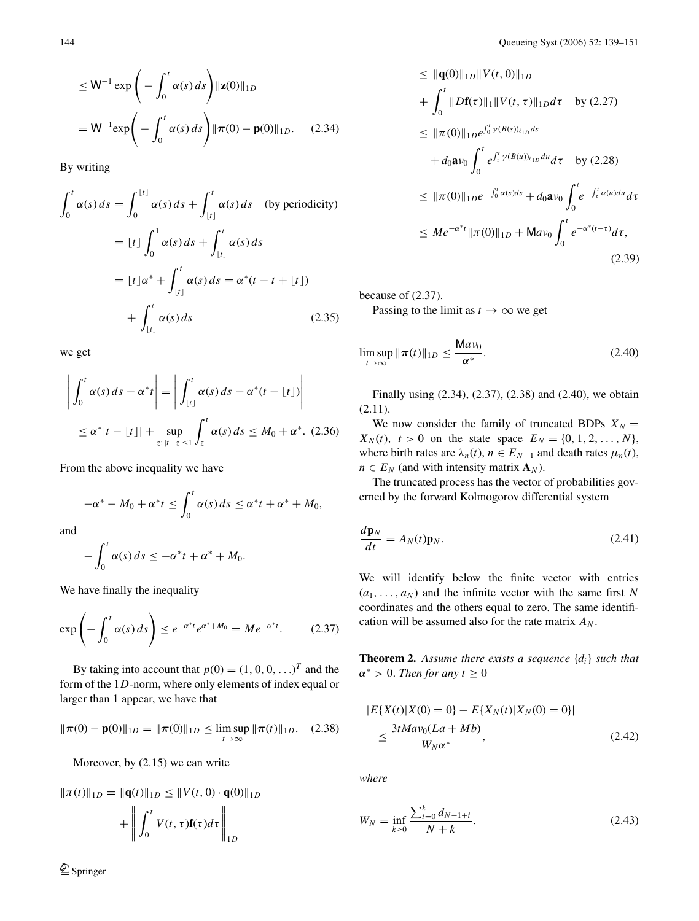$$
\leq \mathsf{W}^{-1} \exp\left(-\int_0^t \alpha(s)\,ds\right) \|\mathbf{z}(0)\|_{1D}
$$

$$
= \mathsf{W}^{-1} \exp\left(-\int_0^t \alpha(s)\,ds\right) \|\boldsymbol{\pi}(0) - \mathbf{p}(0)\|_{1D}. \quad (2.34)
$$

By writing

$$
\begin{aligned}
\int_0^t \alpha(s)\,ds &= \int_0^{\lfloor t \rfloor} \alpha(s)\,ds + \int_{\lfloor t \rfloor}^t \alpha(s)\,ds \quad \text{(by periodicity)} \\
&= \lfloor t \rfloor \int_0^1 \alpha(s)\,ds + \int_{\lfloor t \rfloor}^t \alpha(s)\,ds \\
&= \lfloor t \rfloor \alpha^* + \int_{\lfloor t \rfloor}^t \alpha(s)\,ds = \alpha^*(t - t + \lfloor t \rfloor) \\
&\quad + \int_{\lfloor t \rfloor}^t \alpha(s)\,ds \qquad (2.35)
\end{aligned}
$$

we get

$$
\begin{aligned}
\left| \int_0^t \alpha(s)\,ds - \alpha^* t \right| &= \left| \int_{\lfloor t \rfloor}^t \alpha(s)\,ds - \alpha^*(t - \lfloor t \rfloor) \right| \\
&\leq \alpha^* |t - \lfloor t \rfloor| + \sup_{z:\, |t-z| \leq 1} \int_z^t \alpha(s)\,ds \leq M_0 + \alpha^*. \quad (2.36)
\end{aligned}
$$

From the above inequality we have

$$
-\alpha^* - M_0 + \alpha^* t \leq \int_0^t \alpha(s)\,ds \leq \alpha^* t + \alpha^* + M_0,
$$

and

$$
-\int_0^t \alpha(s)\,ds \leq -\alpha^* t + \alpha^* + M_0.
$$

We have finally the inequality

$$
\exp\left(-\int_0^t \alpha(s)\,ds\right) \leq e^{-\alpha^* t} e^{\alpha^* + M_0} = M e^{-\alpha^* t}. \quad (2.37)
$$

By taking into account that $p(0) = (1, 0, 0, \ldots)^T$ and the form of the $1D$-norm, where only elements of index equal or larger than 1 appear, we have that

$$
\|\boldsymbol{\pi}(0) - \mathbf{p}(0)\|_{1D} = \|\boldsymbol{\pi}(0)\|_{1D} \leq \limsup_{t \to \infty} \|\boldsymbol{\pi}(t)\|_{1D}. \quad (2.38)
$$

Moreover, by (2.15) we can write

$$
\begin{aligned}
\|\pi(t)\|_{1D} = \|\mathbf{q}(t)\|_{1D} &\leq \|V(t, 0) \cdot \mathbf{q}(0)\|_{1D} \\
&\quad + \left\| \int_0^t V(t, \tau) \mathbf{f}(\tau) d\tau \right\|_{1D} \\
&\leq \|\mathbf{q}(0)\|_{1D} \|V(t, 0)\|_{1D} \\
&\quad + \int_0^t \|D\mathbf{f}(\tau)\|_1 \|V(t, \tau)\|_{1D} d\tau \quad \text{by (2.27)} \\
&\leq \|\pi(0)\|_{1D} e^{\int_0^t \gamma(B(s))_{\ell_{1D}} ds} \\
&\quad + d_0 \mathbf{a} \nu_0 \int_0^t e^{\int_\tau^t \gamma(B(u))_{\ell_{1D}} du} d\tau \quad \text{by (2.28)} \\
&\leq \|\pi(0)\|_{1D} e^{-\int_0^t \alpha(s) ds} + d_0 \mathbf{a} \nu_0 \int_0^t e^{-\int_\tau^t \alpha(u) du} d\tau \\
&\leq M e^{-\alpha^* t} \|\pi(0)\|_{1D} + \mathsf{M} a \nu_0 \int_0^t e^{-\alpha^*(t-\tau)} d\tau,
\end{aligned} \quad (2.39)
$$

because of (2.37).

Passing to the limit as $t \to \infty$ we get

$$
\limsup_{t \to \infty} \|\boldsymbol{\pi}(t)\|_{1D} \leq \frac{\mathsf{M} a \nu_0}{\alpha^*}. \quad (2.40)
$$

Finally using (2.34), (2.37), (2.38) and (2.40), we obtain (2.11).

We now consider the family of truncated BDPs $X_N = X_N(t),\ t > 0$ on the state space $E_N = \{0, 1, 2, \ldots, N\}$, where birth rates are $\lambda_n(t),\ n \in E_{N-1}$ and death rates $\mu_n(t)$, $n \in E_N$ (and with intensity matrix $\mathbf{A}_N$).

The truncated process has the vector of probabilities governed by the forward Kolmogorov differential system

$$
\frac{d\mathbf{p}_N}{dt} = A_N(t) \mathbf{p}_N. \quad (2.41)
$$

We will identify below the finite vector with entries $(a_1, \ldots, a_N)$ and the infinite vector with the same first $N$ coordinates and the others equal to zero. The same identification will be assumed also for the rate matrix $A_N$.

**Theorem 2.** *Assume there exists a sequence $\{d_i\}$ such that $\alpha^* > 0$. Then for any $t \geq 0$*

$$
\begin{aligned}
&|E\{X(t)|X(0) = 0\} - E\{X_N(t)|X_N(0) = 0\}| \\
&\quad \leq \frac{3tMa\nu_0(La + Mb)}{W_N \alpha^*},
\end{aligned} \quad (2.42)
$$

*where*

$$
W_N = \inf_{k \geq 0} \frac{\sum_{i=0}^k d_{N-1+i}}{N + k}. \quad (2.43)
$$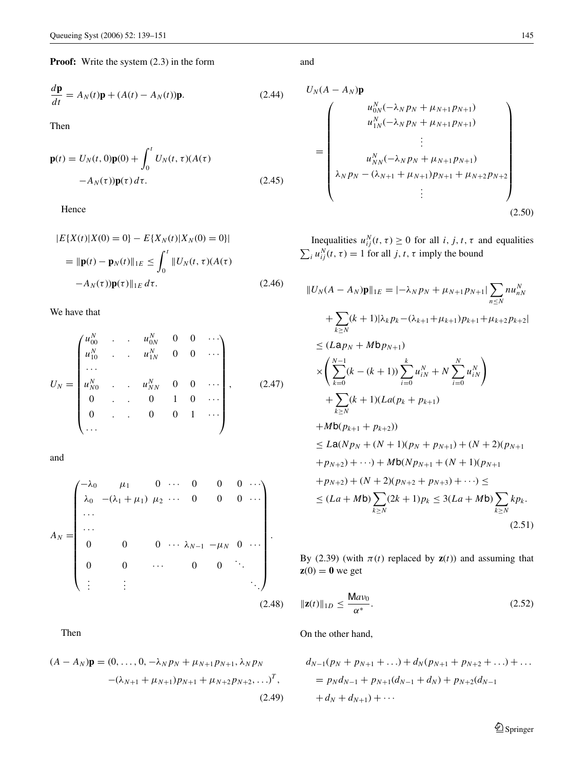**Proof:** Write the system (2.3) in the form

$$\frac{d\mathbf{p}}{dt} = A_N(t)\mathbf{p} + (A(t) - A_N(t))\mathbf{p}. \tag{2.44}$$

Then

$$\mathbf{p}(t) = U_N(t,0)\mathbf{p}(0) + \int_0^t U_N(t,\tau)(A(\tau) - A_N(\tau))\mathbf{p}(\tau)\,d\tau. \tag{2.45}$$

Hence

$$|E\{X(t)|X(0)=0\} - E\{X_N(t)|X_N(0)=0\}| = \|\mathbf{p}(t) - \mathbf{p}_N(t)\|_{1E} \le \int_0^t \|U_N(t,\tau)(A(\tau) - A_N(\tau))\mathbf{p}(\tau)\|_{1E}\,d\tau. \tag{2.46}$$

We have that

$$U_N = \begin{pmatrix} u_{00}^N & . & . & u_{0N}^N & 0 & 0 & \cdots \\ u_{10}^N & . & . & u_{1N}^N & 0 & 0 & \cdots \\ \cdots \\ u_{N0}^N & . & . & u_{NN}^N & 0 & 0 & \cdots \\ 0 & . & . & 0 & 1 & 0 & \cdots \\ 0 & . & . & 0 & 0 & 1 & \cdots \\ \cdots \end{pmatrix}, \tag{2.47}$$

and

$$A_N = \begin{pmatrix} -\lambda_0 & \mu_1 & 0 & \cdots & 0 & 0 & 0 & \cdots \\ \lambda_0 & -(\lambda_1+\mu_1) & \mu_2 & \cdots & 0 & 0 & 0 & \cdots \\ \cdots \\ \cdots \\ 0 & 0 & 0 & \cdots & \lambda_{N-1} & -\mu_N & 0 & \cdots \\ 0 & 0 & \cdots & & 0 & 0 & \ddots \\ \vdots & \vdots & & & & & & \ddots \end{pmatrix}. \tag{2.48}$$

Then

$$(A - A_N)\mathbf{p} = (0,\ldots,0,-\lambda_N p_N + \mu_{N+1}p_{N+1}, \lambda_N p_N - (\lambda_{N+1}+\mu_{N+1})p_{N+1} + \mu_{N+2}p_{N+2},\ldots)^T, \tag{2.49}$$

and

$$U_N(A - A_N)\mathbf{p} = \begin{pmatrix} u_{0N}^N(-\lambda_N p_N + \mu_{N+1}p_{N+1}) \\ u_{1N}^N(-\lambda_N p_N + \mu_{N+1}p_{N+1}) \\ \vdots \\ u_{NN}^N(-\lambda_N p_N + \mu_{N+1}p_{N+1}) \\ \lambda_N p_N - (\lambda_{N+1}+\mu_{N+1})p_{N+1} + \mu_{N+2}p_{N+2} \\ \vdots \end{pmatrix} \tag{2.50}$$

Inequalities $u_{ij}^N(t,\tau) \ge 0$ for all $i, j, t, \tau$ and equalities $\sum_i u_{ij}^N(t,\tau) = 1$ for all $j, t, \tau$ imply the bound

$$\begin{aligned}
\|U_N(A - A_N)\mathbf{p}\|_{1E} &= |-\lambda_N p_N + \mu_{N+1}p_{N+1}|\sum_{n\le N} n u_{nN}^N \\
&\quad + \sum_{k\ge N}(k+1)|\lambda_k p_k - (\lambda_{k+1}+\mu_{k+1})p_{k+1} + \mu_{k+2}p_{k+2}| \\
&\le (L\mathsf{a}p_N + M\mathsf{b}p_{N+1}) \\
&\quad \times\left(\sum_{k=0}^{N-1}(k-(k+1))\sum_{i=0}^{k}u_{iN}^N + N\sum_{i=0}^{N}u_{iN}^N\right) \\
&\quad + \sum_{k\ge N}(k+1)(La(p_k + p_{k+1}) \\
&\quad + M\mathsf{b}(p_{k+1}+p_{k+2})) \\
&\le L\mathsf{a}(Np_N + (N+1)(p_N + p_{N+1}) + (N+2)(p_{N+1} \\
&\quad + p_{N+2}) + \cdots) + M\mathsf{b}(Np_{N+1} + (N+1)(p_{N+1} \\
&\quad + p_{N+2}) + (N+2)(p_{N+2} + p_{N+3}) + \cdots) \le \\
&\le (La + M\mathsf{b})\sum_{k\ge N}(2k+1)p_k \le 3(La + M\mathsf{b})\sum_{k\ge N}kp_k.
\end{aligned} \tag{2.51}$$

By (2.39) (with $\pi(t)$ replaced by $\mathbf{z}(t)$) and assuming that $\mathbf{z}(0) = \mathbf{0}$ we get

$$\|\mathbf{z}(t)\|_{1D} \le \frac{\mathsf{M}av_0}{\alpha^*}. \tag{2.52}$$

On the other hand,

$$\begin{aligned}
&d_{N-1}(p_N + p_{N+1} + \ldots) + d_N(p_{N+1} + p_{N+2} + \ldots) + \ldots \\
&= p_N d_{N-1} + p_{N+1}(d_{N-1} + d_N) + p_{N+2}(d_{N-1} \\
&\quad + d_N + d_{N+1}) + \cdots
\end{aligned}$$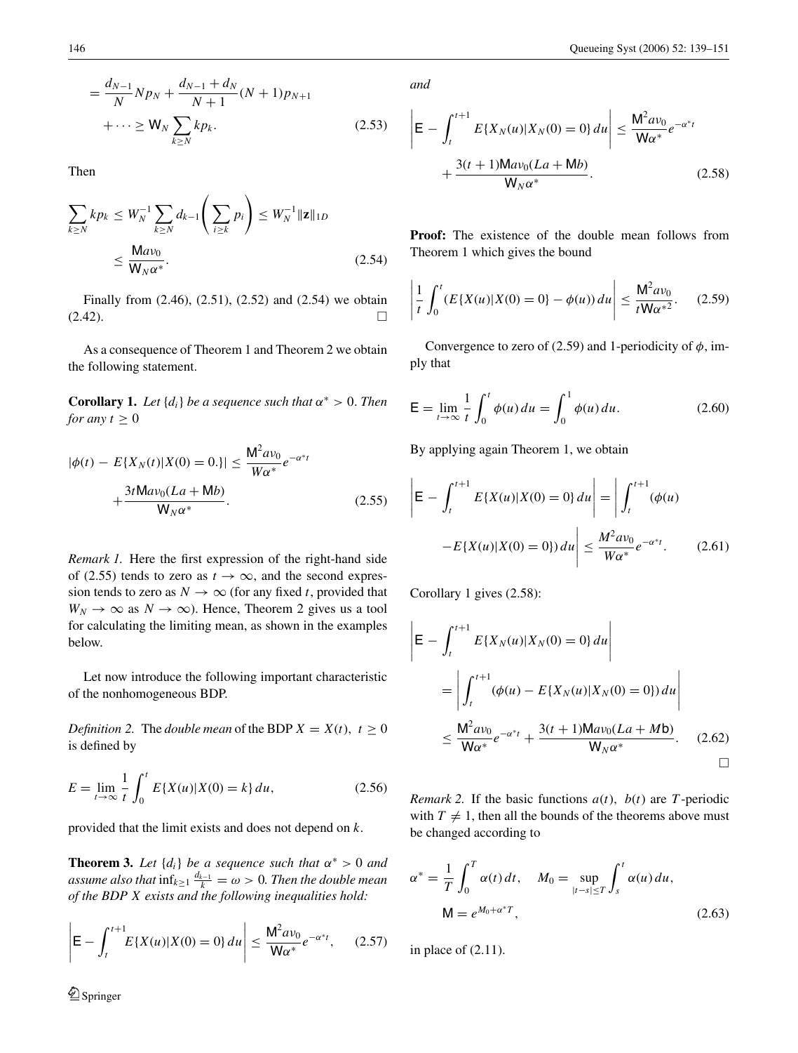$$= \frac{d_{N-1}}{N} N p_N + \frac{d_{N-1} + d_N}{N+1}(N+1)p_{N+1} + \cdots \geq \mathsf{W}_N \sum_{k \geq N} k p_k. \tag{2.53}$$

Then

$$\sum_{k \geq N} k p_k \leq W_N^{-1} \sum_{k \geq N} d_{k-1} \left( \sum_{i \geq k} p_i \right) \leq W_N^{-1} \|\mathbf{z}\|_{1D} \leq \frac{\mathsf{M} a v_0}{\mathsf{W}_N \alpha^*}. \tag{2.54}$$

Finally from (2.46), (2.51), (2.52) and (2.54) we obtain (2.42). $\square$

As a consequence of Theorem 1 and Theorem 2 we obtain the following statement.

**Corollary 1.** *Let $\{d_i\}$ be a sequence such that $\alpha^* > 0$. Then for any $t \geq 0$*

$$|\phi(t) - E\{X_N(t)|X(0) = 0.\}| \leq \frac{\mathsf{M}^2 a v_0}{W \alpha^*} e^{-\alpha^* t} + \frac{3t \mathsf{M} a v_0 (La + \mathsf{M} b)}{\mathsf{W}_N \alpha^*}. \tag{2.55}$$

*Remark 1.* Here the first expression of the right-hand side of (2.55) tends to zero as $t \to \infty$, and the second expression tends to zero as $N \to \infty$ (for any fixed $t$, provided that $W_N \to \infty$ as $N \to \infty$). Hence, Theorem 2 gives us a tool for calculating the limiting mean, as shown in the examples below.

Let now introduce the following important characteristic of the nonhomogeneous BDP.

*Definition 2.* The *double mean* of the BDP $X = X(t),\ t \geq 0$ is defined by

$$E = \lim_{t \to \infty} \frac{1}{t} \int_0^t E\{X(u)|X(0) = k\}\, du, \tag{2.56}$$

provided that the limit exists and does not depend on $k$.

**Theorem 3.** *Let $\{d_i\}$ be a sequence such that $\alpha^* > 0$ and assume also that $\inf_{k \geq 1} \frac{d_{k-1}}{k} = \omega > 0$. Then the double mean of the BDP $X$ exists and the following inequalities hold:*

$$\left| \mathsf{E} - \int_t^{t+1} E\{X(u)|X(0) = 0\}\, du \right| \leq \frac{\mathsf{M}^2 a v_0}{\mathsf{W} \alpha^*} e^{-\alpha^* t}, \tag{2.57}$$

*and*

$$\left| \mathsf{E} - \int_t^{t+1} E\{X_N(u)|X_N(0) = 0\}\, du \right| \leq \frac{\mathsf{M}^2 a v_0}{\mathsf{W} \alpha^*} e^{-\alpha^* t} + \frac{3(t+1)\mathsf{M} a v_0 (La + \mathsf{M} b)}{\mathsf{W}_N \alpha^*}. \tag{2.58}$$

**Proof:** The existence of the double mean follows from Theorem 1 which gives the bound

$$\left| \frac{1}{t} \int_0^t (E\{X(u)|X(0) = 0\} - \phi(u))\, du \right| \leq \frac{\mathsf{M}^2 a v_0}{t \mathsf{W} \alpha^{*2}}. \tag{2.59}$$

Convergence to zero of (2.59) and 1-periodicity of $\phi$, imply that

$$\mathsf{E} = \lim_{t \to \infty} \frac{1}{t} \int_0^t \phi(u)\, du = \int_0^1 \phi(u)\, du. \tag{2.60}$$

By applying again Theorem 1, we obtain

$$\left| \mathsf{E} - \int_t^{t+1} E\{X(u)|X(0) = 0\}\, du \right| = \left| \int_t^{t+1} (\phi(u) - E\{X(u)|X(0) = 0\})\, du \right| \leq \frac{M^2 a v_0}{W \alpha^*} e^{-\alpha^* t}. \tag{2.61}$$

Corollary 1 gives (2.58):

$$\left| \mathsf{E} - \int_t^{t+1} E\{X_N(u)|X_N(0) = 0\}\, du \right| = \left| \int_t^{t+1} (\phi(u) - E\{X_N(u)|X_N(0) = 0\})\, du \right| \leq \frac{\mathsf{M}^2 a v_0}{\mathsf{W} \alpha^*} e^{-\alpha^* t} + \frac{3(t+1)\mathsf{M} a v_0 (La + M\mathsf{b})}{\mathsf{W}_N \alpha^*}. \tag{2.62}$$

$\square$

*Remark 2.* If the basic functions $a(t),\ b(t)$ are $T$-periodic with $T \neq 1$, then all the bounds of the theorems above must be changed according to

$$\alpha^* = \frac{1}{T} \int_0^T \alpha(t)\, dt, \quad M_0 = \sup_{|t-s| \leq T} \int_s^t \alpha(u)\, du, \quad \mathsf{M} = e^{M_0 + \alpha^* T}, \tag{2.63}$$

in place of (2.11).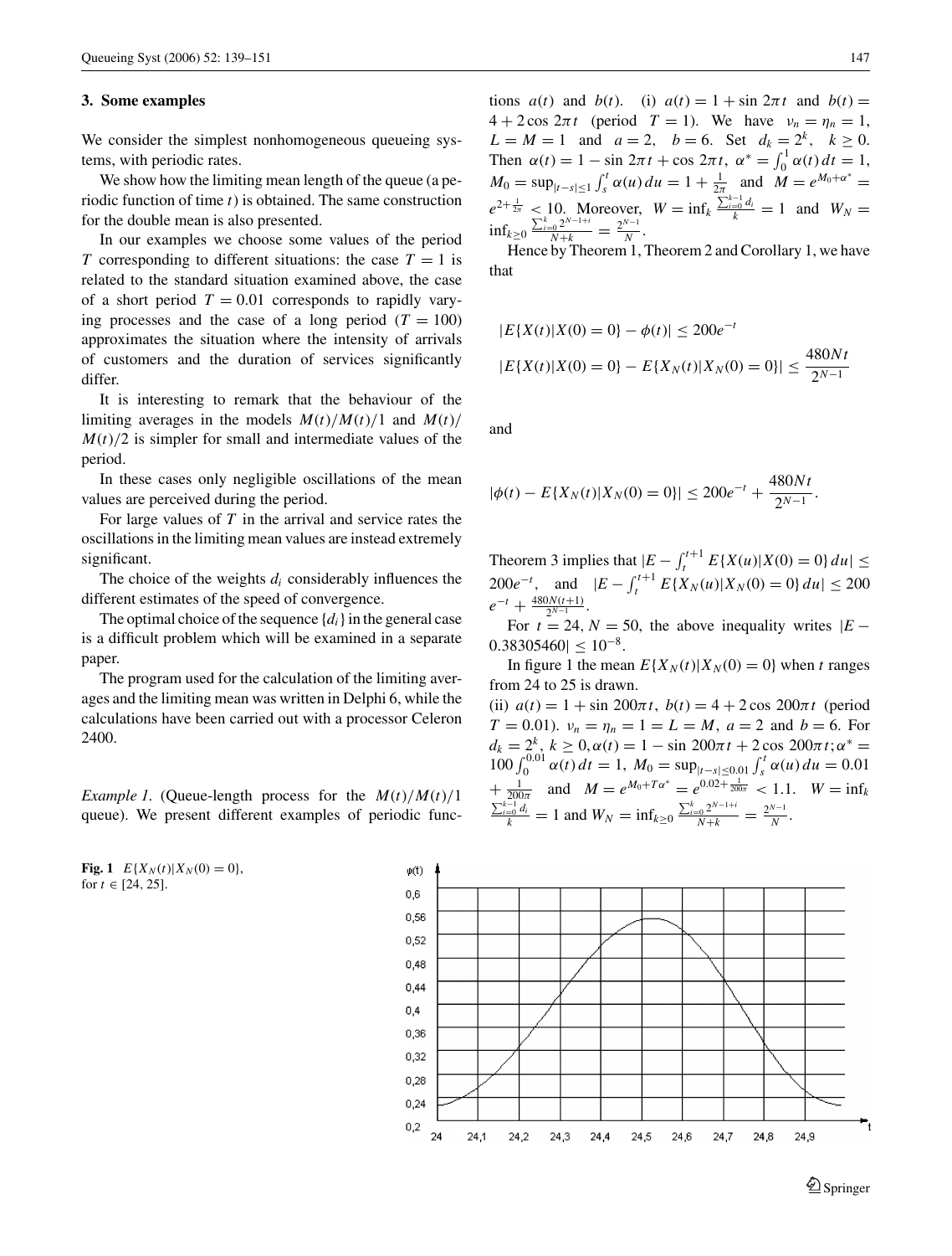## 3. Some examples

We consider the simplest nonhomogeneous queueing systems, with periodic rates.

We show how the limiting mean length of the queue (a periodic function of time $t$) is obtained. The same construction for the double mean is also presented.

In our examples we choose some values of the period $T$ corresponding to different situations: the case $T = 1$ is related to the standard situation examined above, the case of a short period $T = 0.01$ corresponds to rapidly varying processes and the case of a long period ($T = 100$) approximates the situation where the intensity of arrivals of customers and the duration of services significantly differ.

It is interesting to remark that the behaviour of the limiting averages in the models $M(t)/M(t)/1$ and $M(t)/M(t)/2$ is simpler for small and intermediate values of the period.

In these cases only negligible oscillations of the mean values are perceived during the period.

For large values of $T$ in the arrival and service rates the oscillations in the limiting mean values are instead extremely significant.

The choice of the weights $d_i$ considerably influences the different estimates of the speed of convergence.

The optimal choice of the sequence $\{d_i\}$ in the general case is a difficult problem which will be examined in a separate paper.

The program used for the calculation of the limiting averages and the limiting mean was written in Delphi 6, while the calculations have been carried out with a processor Celeron 2400.

*Example 1.* (Queue-length process for the $M(t)/M(t)/1$ queue). We present different examples of periodic functions $a(t)$ and $b(t)$. (i) $a(t) = 1 + \sin 2\pi t$ and $b(t) = 4 + 2\cos 2\pi t$ (period $T = 1$). We have $\nu_n = \eta_n = 1$, $L = M = 1$ and $a = 2$, $b = 6$. Set $d_k = 2^k$, $k \geq 0$. Then $\alpha(t) = 1 - \sin 2\pi t + \cos 2\pi t$, $\alpha^* = \int_0^1 \alpha(t)\,dt = 1$, $M_0 = \sup_{|t-s|\leq 1} \int_s^t \alpha(u)\,du = 1 + \frac{1}{2\pi}$ and $M = e^{M_0+\alpha^*} = e^{2+\frac{1}{2\pi}} < 10$. Moreover, $W = \inf_k \frac{\sum_{i=0}^{k-1} d_i}{k} = 1$ and $W_N = \inf_{k\geq 0} \frac{\sum_{i=0}^{k} 2^{N-1+i}}{N+k} = \frac{2^{N-1}}{N}$.

Hence by Theorem 1, Theorem 2 and Corollary 1, we have that

$$|E\{X(t)|X(0) = 0\} - \phi(t)| \leq 200e^{-t}$$

$$|E\{X(t)|X(0) = 0\} - E\{X_N(t)|X_N(0) = 0\}| \leq \frac{480Nt}{2^{N-1}}$$

and

$$|\phi(t) - E\{X_N(t)|X_N(0) = 0\}| \leq 200e^{-t} + \frac{480Nt}{2^{N-1}}.$$

Theorem 3 implies that $|E - \int_t^{t+1} E\{X(u)|X(0) = 0\}\,du| \leq 200e^{-t}$, and $|E - \int_t^{t+1} E\{X_N(u)|X_N(0) = 0\}\,du| \leq 200\,e^{-t} + \frac{480N(t+1)}{2^{N-1}}$.

For $t = 24$, $N = 50$, the above inequality writes $|E - 0.38305460| \leq 10^{-8}$.

In figure 1 the mean $E\{X_N(t)|X_N(0) = 0\}$ when $t$ ranges from 24 to 25 is drawn.

(ii) $a(t) = 1 + \sin 200\pi t$, $b(t) = 4 + 2\cos 200\pi t$ (period $T = 0.01$). $\nu_n = \eta_n = 1 = L = M$, $a = 2$ and $b = 6$. For $d_k = 2^k$, $k \geq 0$, $\alpha(t) = 1 - \sin 200\pi t + 2\cos 200\pi t$; $\alpha^* = 100\int_0^{0.01} \alpha(t)\,dt = 1$, $M_0 = \sup_{|t-s|\leq 0.01} \int_s^t \alpha(u)\,du = 0.01 + \frac{1}{200\pi}$ and $M = e^{M_0+T\alpha^*} = e^{0.02+\frac{1}{200\pi}} < 1.1$. $W = \inf_k \frac{\sum_{i=0}^{k-1} d_i}{k} = 1$ and $W_N = \inf_{k\geq 0} \frac{\sum_{i=0}^{k} 2^{N-1+i}}{N+k} = \frac{2^{N-1}}{N}$.

**Fig. 1** $E\{X_N(t)|X_N(0) = 0\}$, for $t \in [24, 25]$.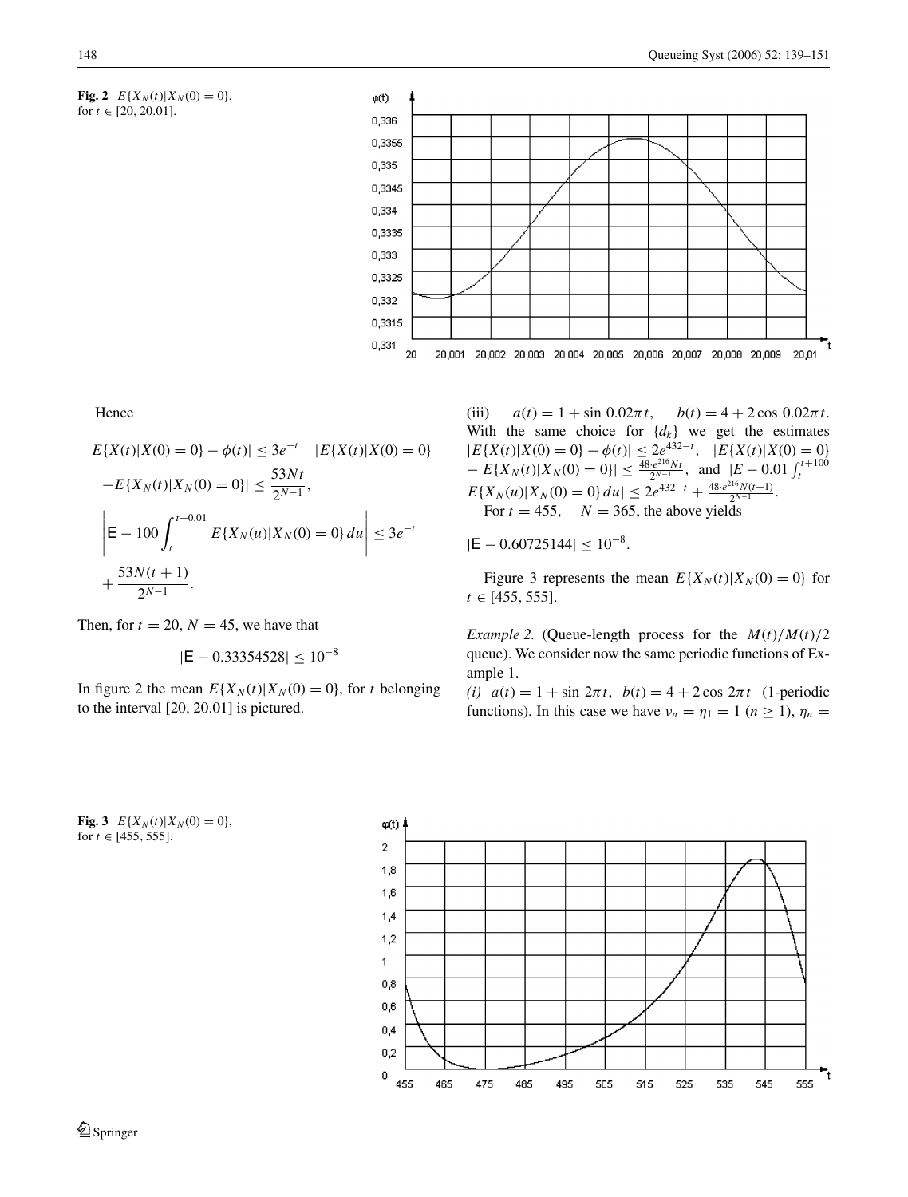**Fig. 2** $E\{X_N(t)|X_N(0) = 0\}$, for $t \in [20, 20.01]$.

Hence

$$|E\{X(t)|X(0) = 0\} - \phi(t)| \leq 3e^{-t} \quad |E\{X(t)|X(0) = 0\} - E\{X_N(t)|X_N(0) = 0\}| \leq \frac{53Nt}{2^{N-1}},$$

$$\left| \mathsf{E} - 100 \int_t^{t+0.01} E\{X_N(u)|X_N(0) = 0\}\, du \right| \leq 3e^{-t} + \frac{53N(t+1)}{2^{N-1}}.$$

Then, for $t = 20$, $N = 45$, we have that

$$|\mathsf{E} - 0.33354528| \leq 10^{-8}$$

In figure 2 the mean $E\{X_N(t)|X_N(0) = 0\}$, for $t$ belonging to the interval [20, 20.01] is pictured.

(iii) $\quad a(t) = 1 + \sin 0.02\pi t, \quad b(t) = 4 + 2\cos 0.02\pi t$. With the same choice for $\{d_k\}$ we get the estimates $|E\{X(t)|X(0) = 0\} - \phi(t)| \leq 2e^{432-t}$, $|E\{X(t)|X(0) = 0\} - E\{X_N(t)|X_N(0) = 0\}| \leq \frac{48 \cdot e^{216} N t}{2^{N-1}}$, and $|E - 0.01 \int_t^{t+100} E\{X_N(u)|X_N(0) = 0\}\, du| \leq 2e^{432-t} + \frac{48 \cdot e^{216} N(t+1)}{2^{N-1}}$.

For $t = 455$, $\quad N = 365$, the above yields

$$|\mathsf{E} - 0.60725144| \leq 10^{-8}.$$

Figure 3 represents the mean $E\{X_N(t)|X_N(0) = 0\}$ for $t \in [455, 555]$.

*Example 2.* (Queue-length process for the $M(t)/M(t)/2$ queue). We consider now the same periodic functions of Example 1.

*(i)* $a(t) = 1 + \sin 2\pi t$, $b(t) = 4 + 2\cos 2\pi t$ (1-periodic functions). In this case we have $\nu_n = \eta_1 = 1$ $(n \geq 1)$, $\eta_n =$

**Fig. 3** $E\{X_N(t)|X_N(0) = 0\}$, for $t \in [455, 555]$.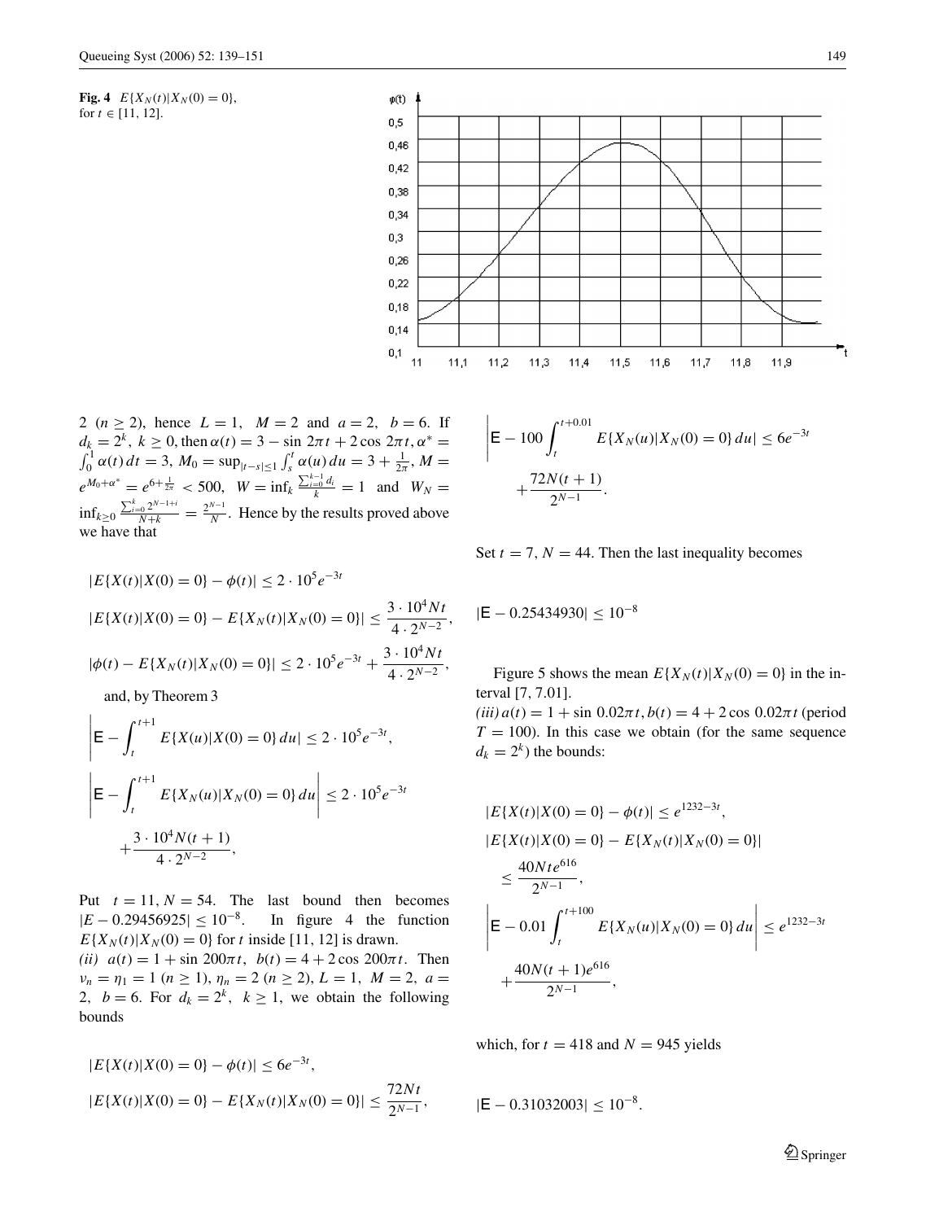**Fig. 4** $E\{X_N(t)|X_N(0) = 0\}$, for $t \in [11, 12]$.

2 ($n \geq 2$), hence $L = 1$, $M = 2$ and $a = 2$, $b = 6$. If $d_k = 2^k$, $k \geq 0$, then $\alpha(t) = 3 - \sin 2\pi t + 2\cos 2\pi t$, $\alpha^* = \int_0^1 \alpha(t)\,dt = 3$, $M_0 = \sup_{|t-s|\leq 1} \int_s^t \alpha(u)\,du = 3 + \frac{1}{2\pi}$, $M = e^{M_0 + \alpha^*} = e^{6+\frac{1}{2\pi}} < 500$, $W = \inf_k \frac{\sum_{i=0}^{k-1} d_i}{k} = 1$ and $W_N = \inf_{k\geq 0} \frac{\sum_{i=0}^{k} 2^{N-1+i}}{N+k} = \frac{2^{N-1}}{N}$. Hence by the results proved above we have that

$$|E\{X(t)|X(0) = 0\} - \phi(t)| \leq 2 \cdot 10^5 e^{-3t}$$

$$|E\{X(t)|X(0) = 0\} - E\{X_N(t)|X_N(0) = 0\}| \leq \frac{3 \cdot 10^4 N t}{4 \cdot 2^{N-2}},$$

$$|\phi(t) - E\{X_N(t)|X_N(0) = 0\}| \leq 2 \cdot 10^5 e^{-3t} + \frac{3 \cdot 10^4 N t}{4 \cdot 2^{N-2}},$$

and, by Theorem 3

$$\left| \mathsf{E} - \int_t^{t+1} E\{X(u)|X(0) = 0\}\,du \right| \leq 2 \cdot 10^5 e^{-3t},$$

$$\left| \mathsf{E} - \int_t^{t+1} E\{X_N(u)|X_N(0) = 0\}\,du \right| \leq 2 \cdot 10^5 e^{-3t} + \frac{3 \cdot 10^4 N(t+1)}{4 \cdot 2^{N-2}},$$

Put $t = 11, N = 54$. The last bound then becomes $|E - 0.29456925| \leq 10^{-8}$. In figure 4 the function $E\{X_N(t)|X_N(0) = 0\}$ for $t$ inside [11, 12] is drawn.

*(ii)* $a(t) = 1 + \sin 200\pi t$, $b(t) = 4 + 2\cos 200\pi t$. Then $\nu_n = \eta_1 = 1$ ($n \geq 1$), $\eta_n = 2$ ($n \geq 2$), $L = 1$, $M = 2$, $a = 2$, $b = 6$. For $d_k = 2^k$, $k \geq 1$, we obtain the following bounds

$$|E\{X(t)|X(0) = 0\} - \phi(t)| \leq 6e^{-3t},$$

$$|E\{X(t)|X(0) = 0\} - E\{X_N(t)|X_N(0) = 0\}| \leq \frac{72Nt}{2^{N-1}},$$

$$\left| \mathsf{E} - 100 \int_t^{t+0.01} E\{X_N(u)|X_N(0) = 0\}\,du \right| \leq 6e^{-3t} + \frac{72N(t+1)}{2^{N-1}}.$$

Set $t = 7$, $N = 44$. Then the last inequality becomes

$$|\mathsf{E} - 0.25434930| \leq 10^{-8}$$

Figure 5 shows the mean $E\{X_N(t)|X_N(0) = 0\}$ in the interval [7, 7.01].

*(iii)* $a(t) = 1 + \sin 0.02\pi t$, $b(t) = 4 + 2\cos 0.02\pi t$ (period $T = 100$). In this case we obtain (for the same sequence $d_k = 2^k$) the bounds:

$$|E\{X(t)|X(0) = 0\} - \phi(t)| \leq e^{1232-3t},$$

$$|E\{X(t)|X(0) = 0\} - E\{X_N(t)|X_N(0) = 0\}| \leq \frac{40Nte^{616}}{2^{N-1}},$$

$$\left| \mathsf{E} - 0.01 \int_t^{t+100} E\{X_N(u)|X_N(0) = 0\}\,du \right| \leq e^{1232-3t} + \frac{40N(t+1)e^{616}}{2^{N-1}},$$

which, for $t = 418$ and $N = 945$ yields

$$|\mathsf{E} - 0.31032003| \leq 10^{-8}.$$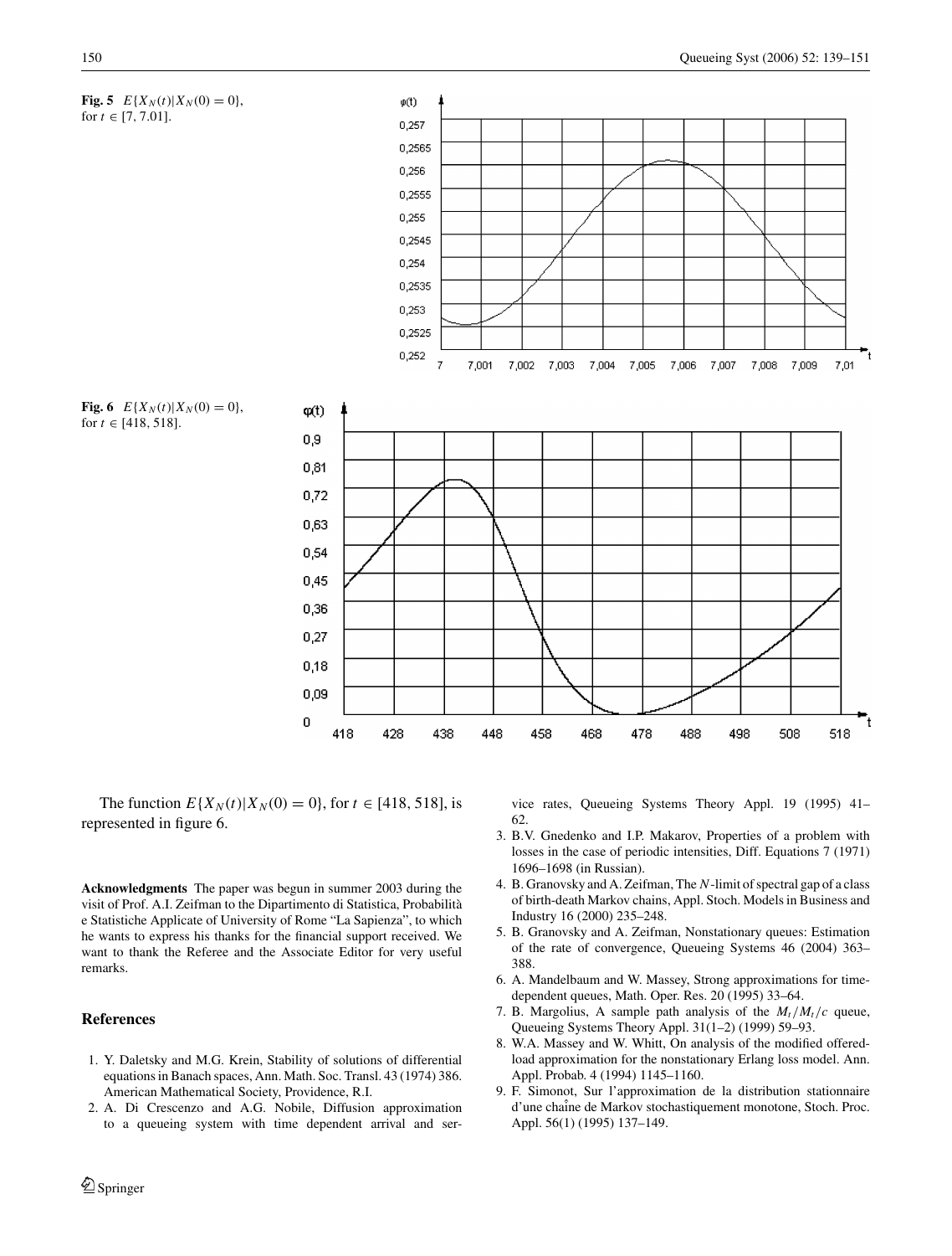**Fig. 5** $E\{X_N(t)|X_N(0) = 0\}$, for $t \in [7, 7.01]$.

**Fig. 6** $E\{X_N(t)|X_N(0) = 0\}$, for $t \in [418, 518]$.

The function $E\{X_N(t)|X_N(0) = 0\}$, for $t \in [418, 518]$, is represented in figure 6.

**Acknowledgments** The paper was begun in summer 2003 during the visit of Prof. A.I. Zeifman to the Dipartimento di Statistica, Probabilità e Statistiche Applicate of University of Rome "La Sapienza", to which he wants to express his thanks for the financial support received. We want to thank the Referee and the Associate Editor for very useful remarks.

## References

1. Y. Daletsky and M.G. Krein, Stability of solutions of differential equations in Banach spaces, Ann. Math. Soc. Transl. 43 (1974) 386. American Mathematical Society, Providence, R.I.
2. A. Di Crescenzo and A.G. Nobile, Diffusion approximation to a queueing system with time dependent arrival and service rates, Queueing Systems Theory Appl. 19 (1995) 41–62.
3. B.V. Gnedenko and I.P. Makarov, Properties of a problem with losses in the case of periodic intensities, Diff. Equations 7 (1971) 1696–1698 (in Russian).
4. B. Granovsky and A. Zeifman, The $N$-limit of spectral gap of a class of birth-death Markov chains, Appl. Stoch. Models in Business and Industry 16 (2000) 235–248.
5. B. Granovsky and A. Zeifman, Nonstationary queues: Estimation of the rate of convergence, Queueing Systems 46 (2004) 363–388.
6. A. Mandelbaum and W. Massey, Strong approximations for time-dependent queues, Math. Oper. Res. 20 (1995) 33–64.
7. B. Margolius, A sample path analysis of the $M_t/M_t/c$ queue, Queueing Systems Theory Appl. 31(1–2) (1999) 59–93.
8. W.A. Massey and W. Whitt, On analysis of the modified offered-load approximation for the nonstationary Erlang loss model. Ann. Appl. Probab. 4 (1994) 1145–1160.
9. F. Simonot, Sur l'approximation de la distribution stationnaire d'une chaîne de Markov stochastiquement monotone, Stoch. Proc. Appl. 56(1) (1995) 137–149.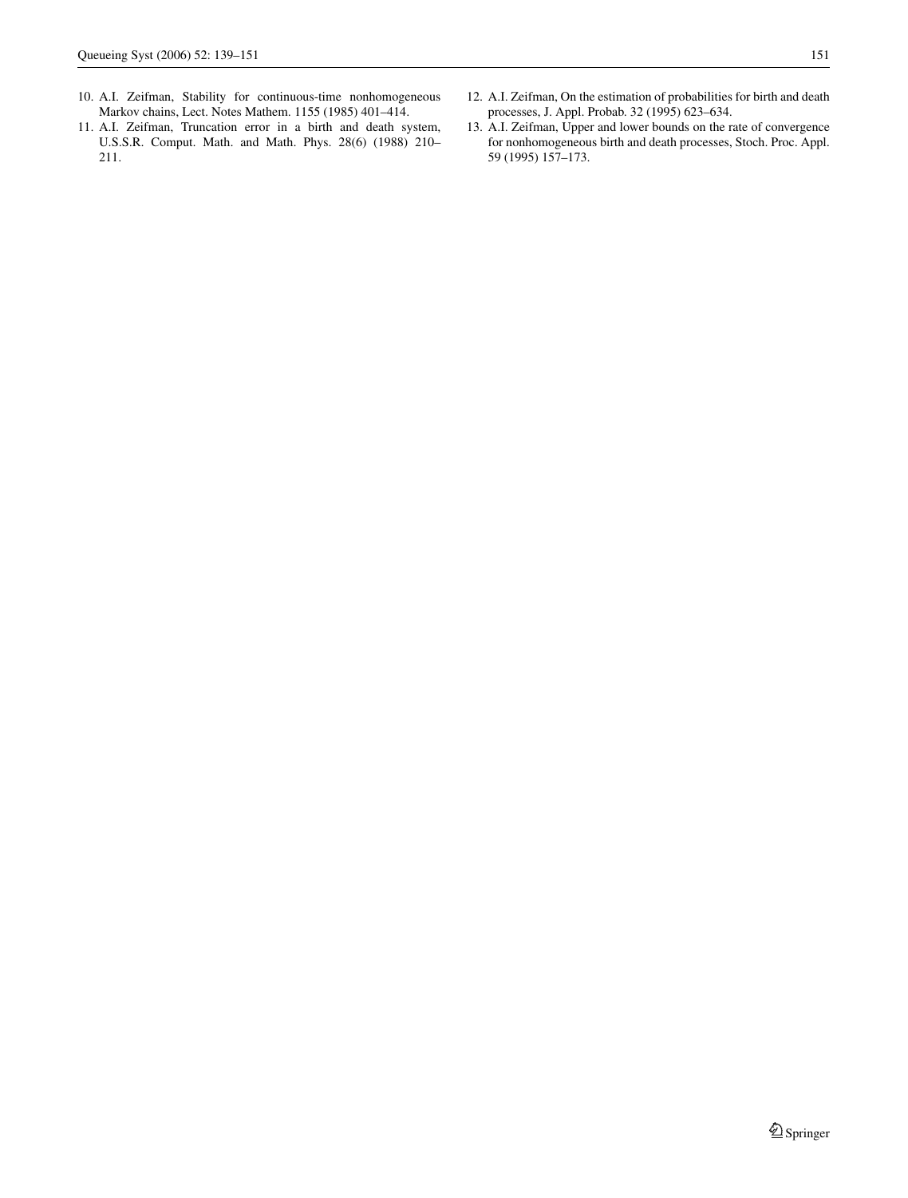10. A.I. Zeifman, Stability for continuous-time nonhomogeneous Markov chains, Lect. Notes Mathem. 1155 (1985) 401–414.
11. A.I. Zeifman, Truncation error in a birth and death system, U.S.S.R. Comput. Math. and Math. Phys. 28(6) (1988) 210–211.
12. A.I. Zeifman, On the estimation of probabilities for birth and death processes, J. Appl. Probab. 32 (1995) 623–634.
13. A.I. Zeifman, Upper and lower bounds on the rate of convergence for nonhomogeneous birth and death processes, Stoch. Proc. Appl. 59 (1995) 157–173.